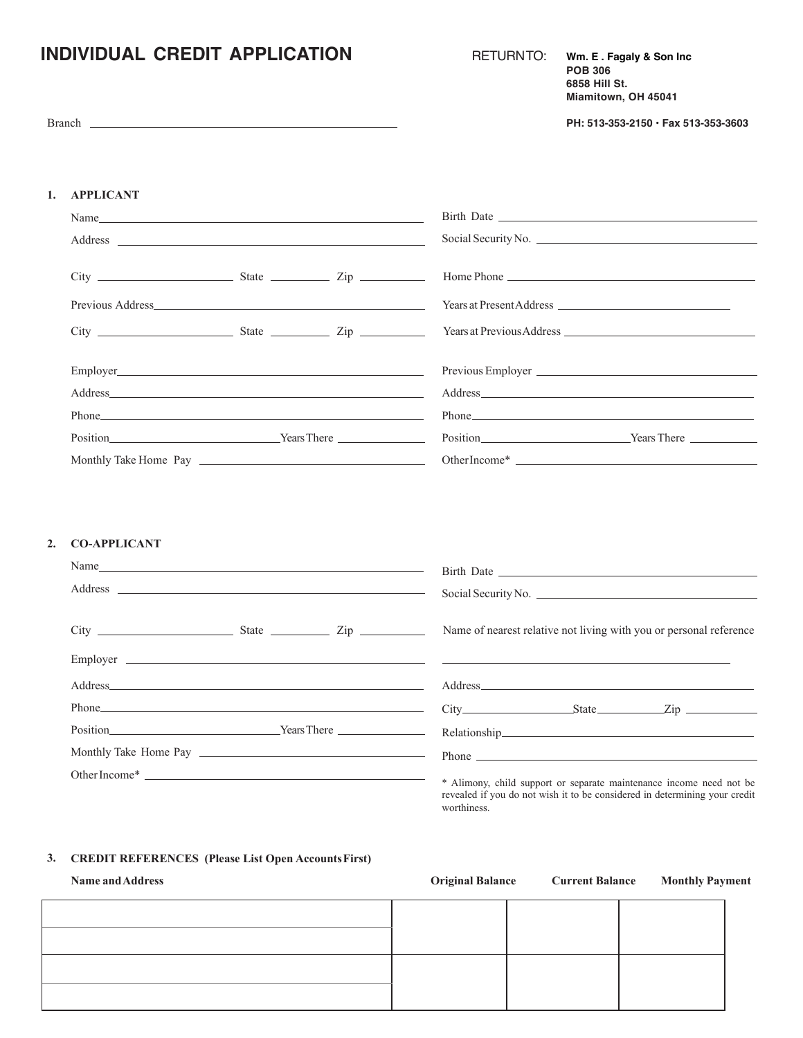# INDIVIDUAL CREDIT APPLICATION

RETURN TO: **Wm. E . Fagaly & Son Inc**
**POB 306**
**6858 Hill St.**
**Miamitown, OH 45041**

**PH: 513-353-2150 • Fax 513-353-3603**

Branch ______________________

## 1. APPLICANT

Name ______________________

Address ______________________

City __________ State __________ Zip __________

Previous Address ______________________

City __________ State __________ Zip __________

Employer ______________________

Address ______________________

Phone ______________________

Position __________ Years There __________

Monthly Take Home Pay ______________________

Birth Date ______________________

Social Security No. ______________________

Home Phone ______________________

Years at Present Address ______________________

Years at Previous Address ______________________

Previous Employer ______________________

Address ______________________

Phone ______________________

Position __________ Years There __________

Other Income* ______________________

## 2. CO-APPLICANT

Name ______________________

Address ______________________

City __________ State __________ Zip __________

Employer ______________________

Address ______________________

Phone ______________________

Position __________ Years There __________

Monthly Take Home Pay ______________________

Other Income* ______________________

Birth Date ______________________

Social Security No. ______________________

Name of nearest relative not living with you or personal reference

______________________

Address ______________________

City __________ State __________ Zip __________

Relationship ______________________

Phone ______________________

\* Alimony, child support or separate maintenance income need not be revealed if you do not wish it to be considered in determining your credit worthiness.

## 3. CREDIT REFERENCES (Please List Open Accounts First)

| Name and Address | Original Balance | Current Balance | Monthly Payment |
|---|---|---|---|
| | | | |
| | | | |
| | | | |
| | | | |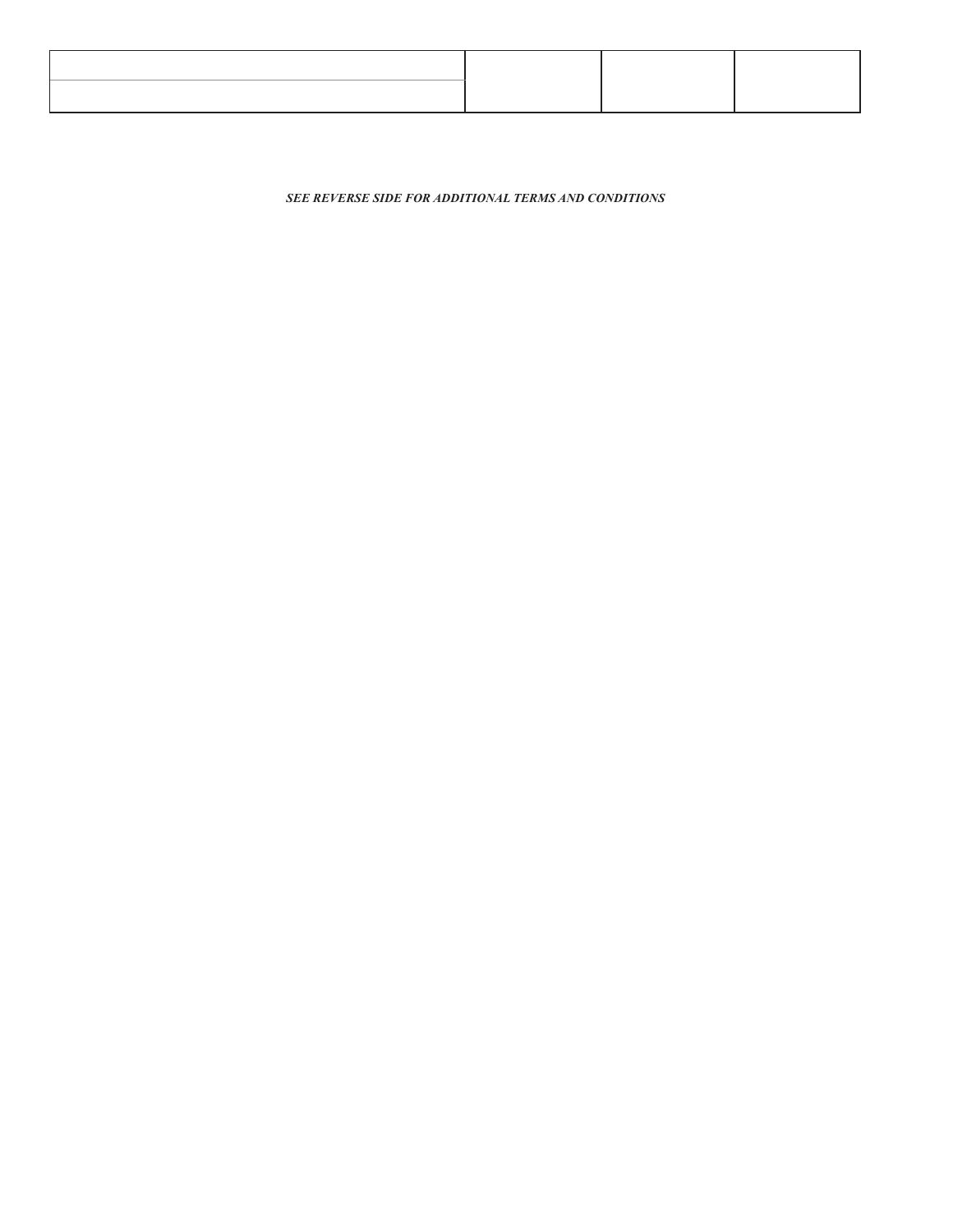| | | | |
|---|---|---|---|
| | | | |

***SEE REVERSE SIDE FOR ADDITIONAL TERMS AND CONDITIONS***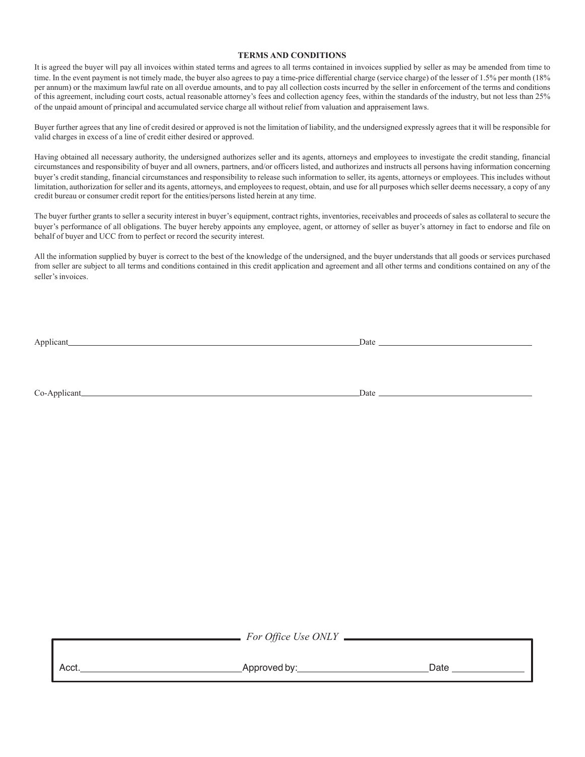## TERMS AND CONDITIONS

It is agreed the buyer will pay all invoices within stated terms and agrees to all terms contained in invoices supplied by seller as may be amended from time to time. In the event payment is not timely made, the buyer also agrees to pay a time-price differential charge (service charge) of the lesser of 1.5% per month (18% per annum) or the maximum lawful rate on all overdue amounts, and to pay all collection costs incurred by the seller in enforcement of the terms and conditions of this agreement, including court costs, actual reasonable attorney's fees and collection agency fees, within the standards of the industry, but not less than 25% of the unpaid amount of principal and accumulated service charge all without relief from valuation and appraisement laws.

Buyer further agrees that any line of credit desired or approved is not the limitation of liability, and the undersigned expressly agrees that it will be responsible for valid charges in excess of a line of credit either desired or approved.

Having obtained all necessary authority, the undersigned authorizes seller and its agents, attorneys and employees to investigate the credit standing, financial circumstances and responsibility of buyer and all owners, partners, and/or officers listed, and authorizes and instructs all persons having information concerning buyer's credit standing, financial circumstances and responsibility to release such information to seller, its agents, attorneys or employees. This includes without limitation, authorization for seller and its agents, attorneys, and employees to request, obtain, and use for all purposes which seller deems necessary, a copy of any credit bureau or consumer credit report for the entities/persons listed herein at any time.

The buyer further grants to seller a security interest in buyer's equipment, contract rights, inventories, receivables and proceeds of sales as collateral to secure the buyer's performance of all obligations. The buyer hereby appoints any employee, agent, or attorney of seller as buyer's attorney in fact to endorse and file on behalf of buyer and UCC from to perfect or record the security interest.

All the information supplied by buyer is correct to the best of the knowledge of the undersigned, and the buyer understands that all goods or services purchased from seller are subject to all terms and conditions contained in this credit application and agreement and all other terms and conditions contained on any of the seller's invoices.

Applicant\_\_\_\_\_\_\_\_\_\_\_\_\_\_\_\_\_\_\_\_\_\_\_\_\_\_\_\_\_\_\_\_\_\_\_\_\_\_\_\_ Date \_\_\_\_\_\_\_\_\_\_\_\_\_\_\_\_\_\_\_\_

Co-Applicant\_\_\_\_\_\_\_\_\_\_\_\_\_\_\_\_\_\_\_\_\_\_\_\_\_\_\_\_\_\_\_\_\_\_\_\_\_\_ Date \_\_\_\_\_\_\_\_\_\_\_\_\_\_\_\_\_\_\_\_

*For Office Use ONLY*

Acct.\_\_\_\_\_\_\_\_\_\_\_\_\_\_\_\_\_\_\_\_ Approved by:\_\_\_\_\_\_\_\_\_\_\_\_\_\_\_\_\_\_\_\_ Date \_\_\_\_\_\_\_\_\_\_\_\_